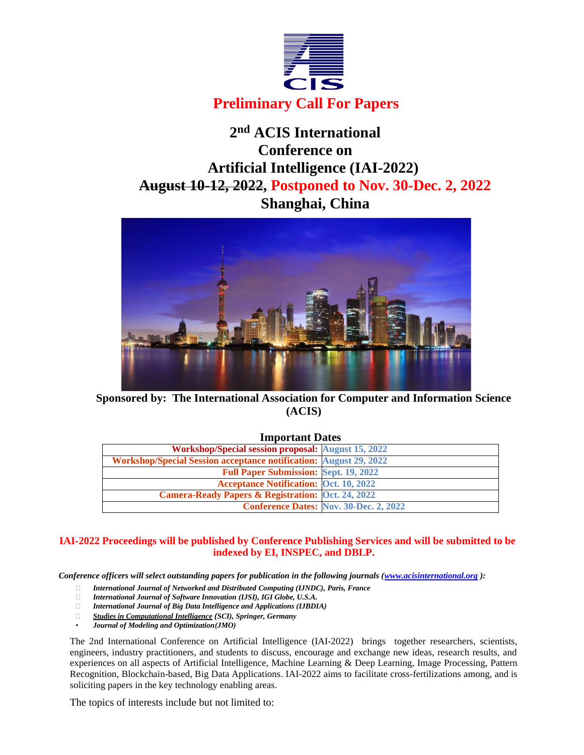# Preliminary Call For Papers

## 2nd ACIS International Conference on Artificial Intelligence (IAI-2022)

## ~~August 10-12, 2022~~, Postponed to Nov. 30-Dec. 2, 2022

## Shanghai, China

**Sponsored by: The International Association for Computer and Information Science (ACIS)**

### Important Dates

| | |
|---|---|
| **Workshop/Special session proposal:** | **August 15, 2022** |
| **Workshop/Special Session acceptance notification:** | **August 29, 2022** |
| **Full Paper Submission:** | **Sept. 19, 2022** |
| **Acceptance Notification:** | **Oct. 10, 2022** |
| **Camera-Ready Papers & Registration:** | **Oct. 24, 2022** |
| **Conference Dates:** | **Nov. 30-Dec. 2, 2022** |

**IAI-2022 Proceedings will be published by Conference Publishing Services and will be submitted to be indexed by EI, INSPEC, and DBLP.**

***Conference officers will select outstanding papers for publication in the following journals (www.acisinternational.org ):***

- ***International Journal of Networked and Distributed Computing (IJNDC), Paris, France***
- ***International Journal of Software Innovation (IJSI), IGI Globe, U.S.A.***
- ***International Journal of Big Data Intelligence and Applications (IJBDIA)***
- ***Studies in Computational Intelligence (SCI), Springer, Germany***
- ***Journal of Modeling and Optimization(JMO)***

The 2nd International Conference on Artificial Intelligence (IAI-2022) brings together researchers, scientists, engineers, industry practitioners, and students to discuss, encourage and exchange new ideas, research results, and experiences on all aspects of Artificial Intelligence, Machine Learning & Deep Learning, Image Processing, Pattern Recognition, Blockchain-based, Big Data Applications. IAI-2022 aims to facilitate cross-fertilizations among, and is soliciting papers in the key technology enabling areas.

The topics of interests include but not limited to: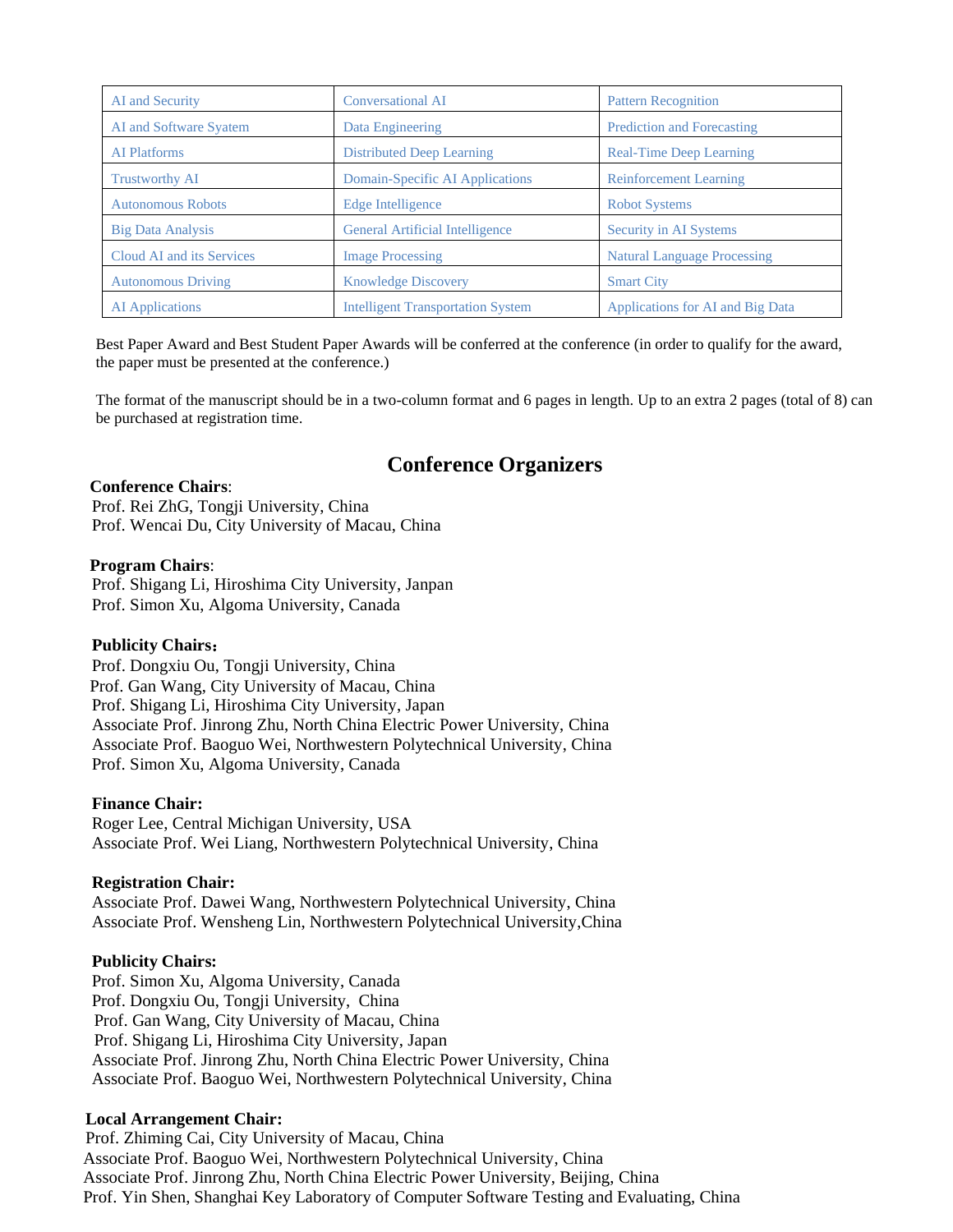| | | |
|---|---|---|
| AI and Security | Conversational AI | Pattern Recognition |
| AI and Software Syatem | Data Engineering | Prediction and Forecasting |
| AI Platforms | Distributed Deep Learning | Real-Time Deep Learning |
| Trustworthy AI | Domain-Specific AI Applications | Reinforcement Learning |
| Autonomous Robots | Edge Intelligence | Robot Systems |
| Big Data Analysis | General Artificial Intelligence | Security in AI Systems |
| Cloud AI and its Services | Image Processing | Natural Language Processing |
| Autonomous Driving | Knowledge Discovery | Smart City |
| AI Applications | Intelligent Transportation System | Applications for AI and Big Data |

Best Paper Award and Best Student Paper Awards will be conferred at the conference (in order to qualify for the award, the paper must be presented at the conference.)

The format of the manuscript should be in a two-column format and 6 pages in length. Up to an extra 2 pages (total of 8) can be purchased at registration time.

## Conference Organizers

**Conference Chairs**:
Prof. Rei ZhG, Tongji University, China
Prof. Wencai Du, City University of Macau, China

**Program Chairs**:
Prof. Shigang Li, Hiroshima City University, Janpan
Prof. Simon Xu, Algoma University, Canada

**Publicity Chairs：**
Prof. Dongxiu Ou, Tongji University, China
Prof. Gan Wang, City University of Macau, China
Prof. Shigang Li, Hiroshima City University, Japan
Associate Prof. Jinrong Zhu, North China Electric Power University, China
Associate Prof. Baoguo Wei, Northwestern Polytechnical University, China
Prof. Simon Xu, Algoma University, Canada

**Finance Chair:**
Roger Lee, Central Michigan University, USA
Associate Prof. Wei Liang, Northwestern Polytechnical University, China

**Registration Chair:**
Associate Prof. Dawei Wang, Northwestern Polytechnical University, China
Associate Prof. Wensheng Lin, Northwestern Polytechnical University,China

**Publicity Chairs:**
Prof. Simon Xu, Algoma University, Canada
Prof. Dongxiu Ou, Tongji University, China
Prof. Gan Wang, City University of Macau, China
Prof. Shigang Li, Hiroshima City University, Japan
Associate Prof. Jinrong Zhu, North China Electric Power University, China
Associate Prof. Baoguo Wei, Northwestern Polytechnical University, China

**Local Arrangement Chair:**
Prof. Zhiming Cai, City University of Macau, China
Associate Prof. Baoguo Wei, Northwestern Polytechnical University, China
Associate Prof. Jinrong Zhu, North China Electric Power University, Beijing, China
Prof. Yin Shen, Shanghai Key Laboratory of Computer Software Testing and Evaluating, China